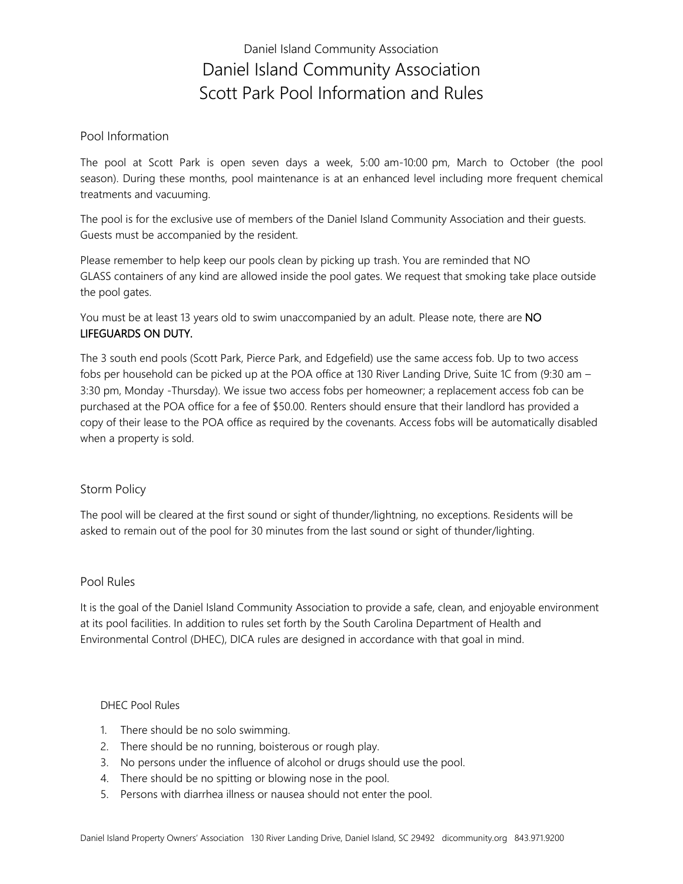Daniel Island Community Association

# Daniel Island Community Association
# Scott Park Pool Information and Rules

## Pool Information

The pool at Scott Park is open seven days a week, 5:00 am-10:00 pm, March to October (the pool season). During these months, pool maintenance is at an enhanced level including more frequent chemical treatments and vacuuming.

The pool is for the exclusive use of members of the Daniel Island Community Association and their guests. Guests must be accompanied by the resident.

Please remember to help keep our pools clean by picking up trash. You are reminded that NO GLASS containers of any kind are allowed inside the pool gates. We request that smoking take place outside the pool gates.

You must be at least 13 years old to swim unaccompanied by an adult. Please note, there are **NO LIFEGUARDS ON DUTY.**

The 3 south end pools (Scott Park, Pierce Park, and Edgefield) use the same access fob. Up to two access fobs per household can be picked up at the POA office at 130 River Landing Drive, Suite 1C from (9:30 am – 3:30 pm, Monday -Thursday). We issue two access fobs per homeowner; a replacement access fob can be purchased at the POA office for a fee of $50.00. Renters should ensure that their landlord has provided a copy of their lease to the POA office as required by the covenants. Access fobs will be automatically disabled when a property is sold.

## Storm Policy

The pool will be cleared at the first sound or sight of thunder/lightning, no exceptions. Residents will be asked to remain out of the pool for 30 minutes from the last sound or sight of thunder/lighting.

## Pool Rules

It is the goal of the Daniel Island Community Association to provide a safe, clean, and enjoyable environment at its pool facilities. In addition to rules set forth by the South Carolina Department of Health and Environmental Control (DHEC), DICA rules are designed in accordance with that goal in mind.

### DHEC Pool Rules

1. There should be no solo swimming.
2. There should be no running, boisterous or rough play.
3. No persons under the influence of alcohol or drugs should use the pool.
4. There should be no spitting or blowing nose in the pool.
5. Persons with diarrhea illness or nausea should not enter the pool.

Daniel Island Property Owners' Association 130 River Landing Drive, Daniel Island, SC 29492 dicommunity.org 843.971.9200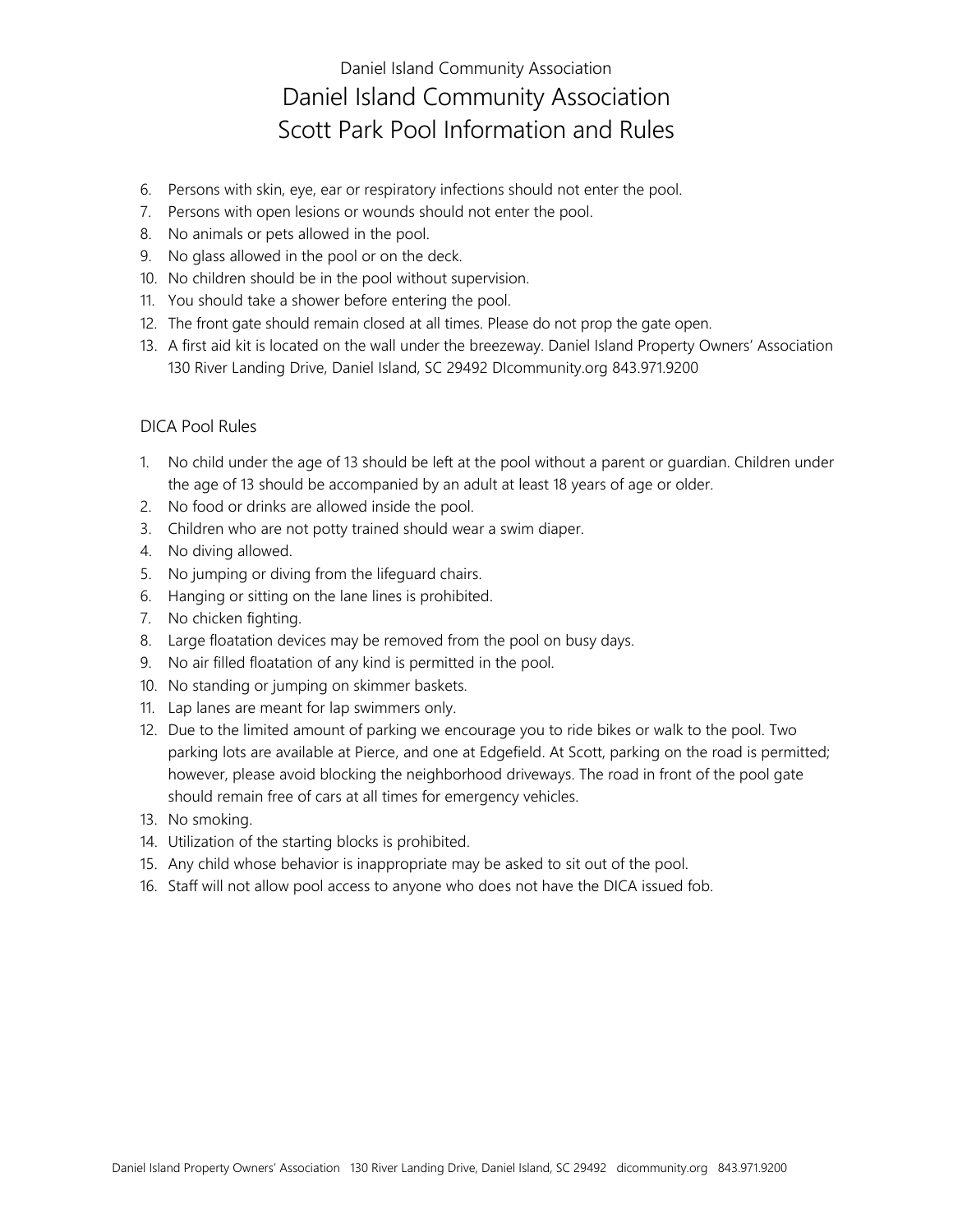# Daniel Island Community Association
# Scott Park Pool Information and Rules

6. Persons with skin, eye, ear or respiratory infections should not enter the pool.
7. Persons with open lesions or wounds should not enter the pool.
8. No animals or pets allowed in the pool.
9. No glass allowed in the pool or on the deck.
10. No children should be in the pool without supervision.
11. You should take a shower before entering the pool.
12. The front gate should remain closed at all times. Please do not prop the gate open.
13. A first aid kit is located on the wall under the breezeway. Daniel Island Property Owners' Association 130 River Landing Drive, Daniel Island, SC 29492 DIcommunity.org 843.971.9200

## DICA Pool Rules

1. No child under the age of 13 should be left at the pool without a parent or guardian. Children under the age of 13 should be accompanied by an adult at least 18 years of age or older.
2. No food or drinks are allowed inside the pool.
3. Children who are not potty trained should wear a swim diaper.
4. No diving allowed.
5. No jumping or diving from the lifeguard chairs.
6. Hanging or sitting on the lane lines is prohibited.
7. No chicken fighting.
8. Large floatation devices may be removed from the pool on busy days.
9. No air filled floatation of any kind is permitted in the pool.
10. No standing or jumping on skimmer baskets.
11. Lap lanes are meant for lap swimmers only.
12. Due to the limited amount of parking we encourage you to ride bikes or walk to the pool. Two parking lots are available at Pierce, and one at Edgefield. At Scott, parking on the road is permitted; however, please avoid blocking the neighborhood driveways. The road in front of the pool gate should remain free of cars at all times for emergency vehicles.
13. No smoking.
14. Utilization of the starting blocks is prohibited.
15. Any child whose behavior is inappropriate may be asked to sit out of the pool.
16. Staff will not allow pool access to anyone who does not have the DICA issued fob.